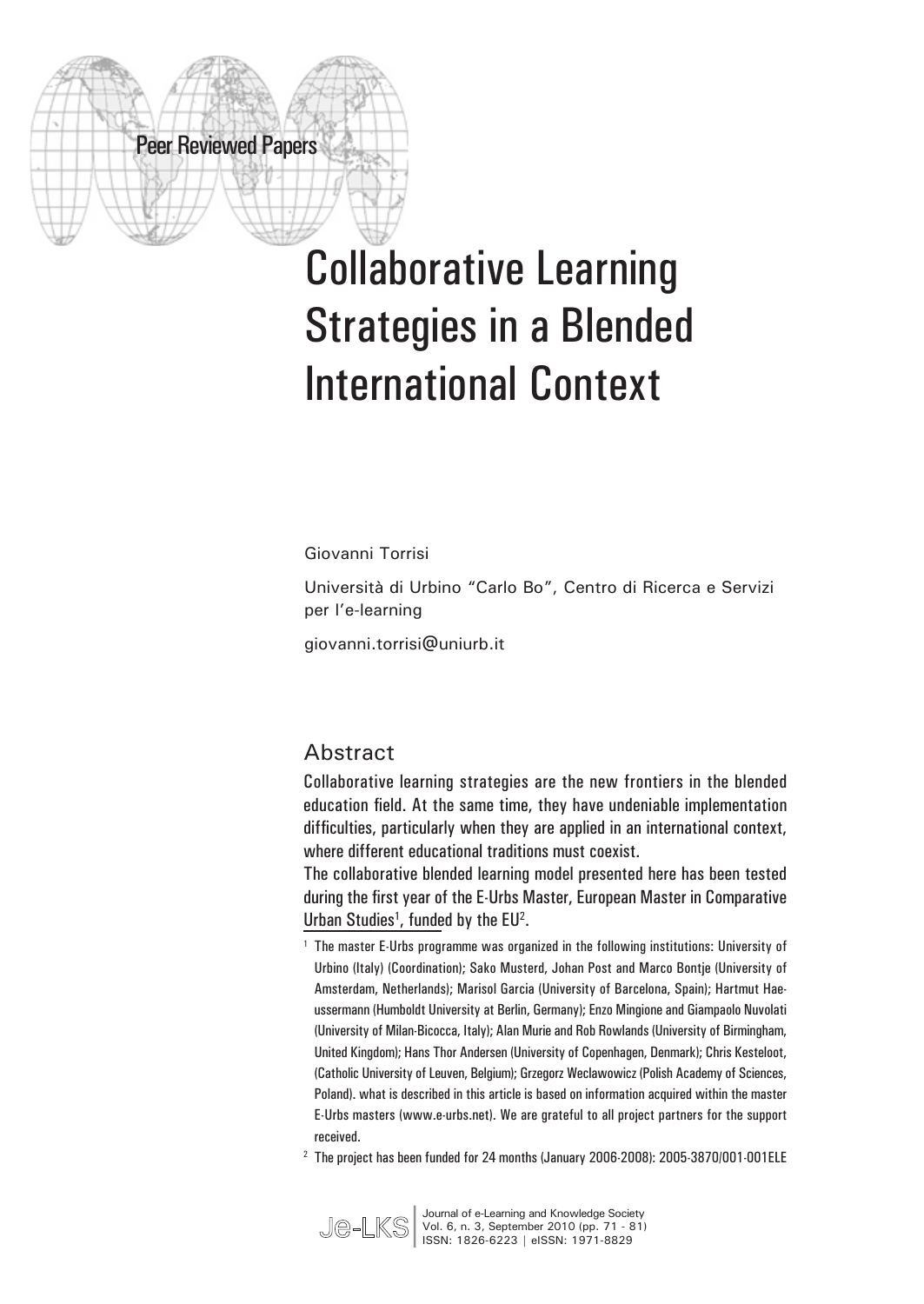Peer Reviewed Papers

# Collaborative Learning Strategies in a Blended International Context

Giovanni Torrisi

Università di Urbino "Carlo Bo", Centro di Ricerca e Servizi per l'e-learning

giovanni.torrisi@uniurb.it

## Abstract

Collaborative learning strategies are the new frontiers in the blended education field. At the same time, they have undeniable implementation difficulties, particularly when they are applied in an international context, where different educational traditions must coexist.

The collaborative blended learning model presented here has been tested during the first year of the E-Urbs Master, European Master in Comparative Urban Studies[1], funded by the EU[2].

[1] The master E-Urbs programme was organized in the following institutions: University of Urbino (Italy) (Coordination); Sako Musterd, Johan Post and Marco Bontje (University of Amsterdam, Netherlands); Marisol Garcia (University of Barcelona, Spain); Hartmut Haeussermann (Humboldt University at Berlin, Germany); Enzo Mingione and Giampaolo Nuvolati (University of Milan-Bicocca, Italy); Alan Murie and Rob Rowlands (University of Birmingham, United Kingdom); Hans Thor Andersen (University of Copenhagen, Denmark); Chris Kesteloot, (Catholic University of Leuven, Belgium); Grzegorz Weclawowicz (Polish Academy of Sciences, Poland). what is described in this article is based on information acquired within the master E-Urbs masters (www.e-urbs.net). We are grateful to all project partners for the support received.

[2] The project has been funded for 24 months (January 2006-2008): 2005-3870/001-001ELE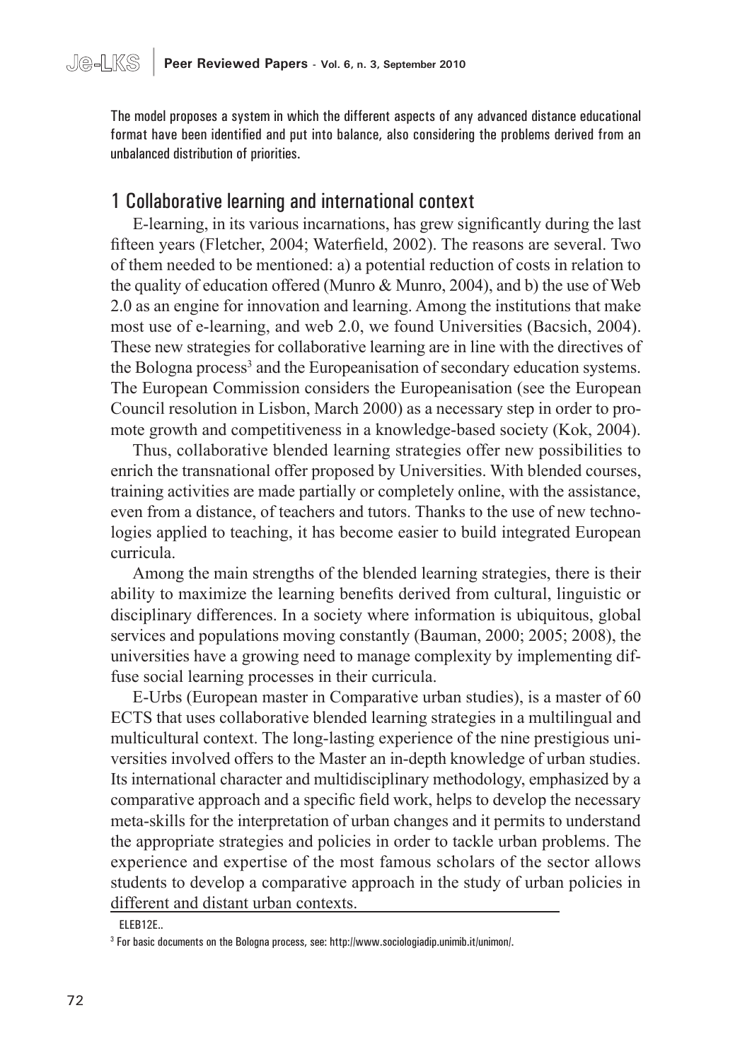The model proposes a system in which the different aspects of any advanced distance educational format have been identified and put into balance, also considering the problems derived from an unbalanced distribution of priorities.

## 1 Collaborative learning and international context

E-learning, in its various incarnations, has grew significantly during the last fifteen years (Fletcher, 2004; Waterfield, 2002). The reasons are several. Two of them needed to be mentioned: a) a potential reduction of costs in relation to the quality of education offered (Munro & Munro, 2004), and b) the use of Web 2.0 as an engine for innovation and learning. Among the institutions that make most use of e-learning, and web 2.0, we found Universities (Bacsich, 2004). These new strategies for collaborative learning are in line with the directives of the Bologna process[3] and the Europeanisation of secondary education systems. The European Commission considers the Europeanisation (see the European Council resolution in Lisbon, March 2000) as a necessary step in order to promote growth and competitiveness in a knowledge-based society (Kok, 2004).

Thus, collaborative blended learning strategies offer new possibilities to enrich the transnational offer proposed by Universities. With blended courses, training activities are made partially or completely online, with the assistance, even from a distance, of teachers and tutors. Thanks to the use of new technologies applied to teaching, it has become easier to build integrated European curricula.

Among the main strengths of the blended learning strategies, there is their ability to maximize the learning benefits derived from cultural, linguistic or disciplinary differences. In a society where information is ubiquitous, global services and populations moving constantly (Bauman, 2000; 2005; 2008), the universities have a growing need to manage complexity by implementing diffuse social learning processes in their curricula.

E-Urbs (European master in Comparative urban studies), is a master of 60 ECTS that uses collaborative blended learning strategies in a multilingual and multicultural context. The long-lasting experience of the nine prestigious universities involved offers to the Master an in-depth knowledge of urban studies. Its international character and multidisciplinary methodology, emphasized by a comparative approach and a specific field work, helps to develop the necessary meta-skills for the interpretation of urban changes and it permits to understand the appropriate strategies and policies in order to tackle urban problems. The experience and expertise of the most famous scholars of the sector allows students to develop a comparative approach in the study of urban policies in different and distant urban contexts.

ELEB12E..

[3] For basic documents on the Bologna process, see: http://www.sociologiadip.unimib.it/unimon/.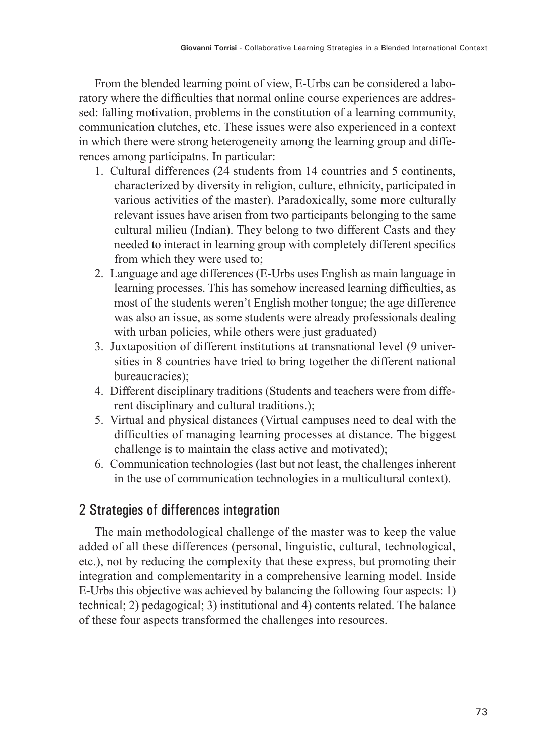From the blended learning point of view, E-Urbs can be considered a laboratory where the difficulties that normal online course experiences are addressed: falling motivation, problems in the constitution of a learning community, communication clutches, etc. These issues were also experienced in a context in which there were strong heterogeneity among the learning group and differences among participatns. In particular:

1. Cultural differences (24 students from 14 countries and 5 continents, characterized by diversity in religion, culture, ethnicity, participated in various activities of the master). Paradoxically, some more culturally relevant issues have arisen from two participants belonging to the same cultural milieu (Indian). They belong to two different Casts and they needed to interact in learning group with completely different specifics from which they were used to;
2. Language and age differences (E-Urbs uses English as main language in learning processes. This has somehow increased learning difficulties, as most of the students weren't English mother tongue; the age difference was also an issue, as some students were already professionals dealing with urban policies, while others were just graduated)
3. Juxtaposition of different institutions at transnational level (9 universities in 8 countries have tried to bring together the different national bureaucracies);
4. Different disciplinary traditions (Students and teachers were from different disciplinary and cultural traditions.);
5. Virtual and physical distances (Virtual campuses need to deal with the difficulties of managing learning processes at distance. The biggest challenge is to maintain the class active and motivated);
6. Communication technologies (last but not least, the challenges inherent in the use of communication technologies in a multicultural context).

## 2 Strategies of differences integration

The main methodological challenge of the master was to keep the value added of all these differences (personal, linguistic, cultural, technological, etc.), not by reducing the complexity that these express, but promoting their integration and complementarity in a comprehensive learning model. Inside E-Urbs this objective was achieved by balancing the following four aspects: 1) technical; 2) pedagogical; 3) institutional and 4) contents related. The balance of these four aspects transformed the challenges into resources.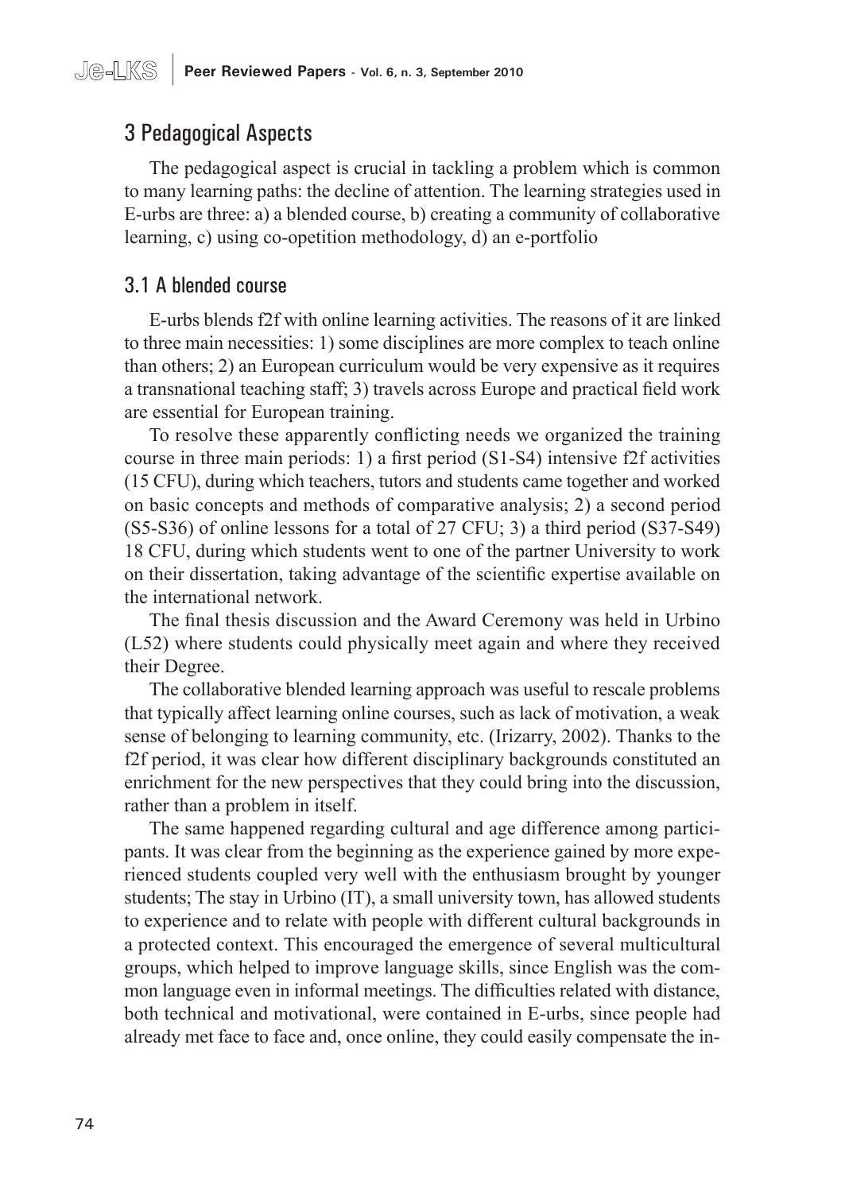## 3 Pedagogical Aspects

The pedagogical aspect is crucial in tackling a problem which is common to many learning paths: the decline of attention. The learning strategies used in E-urbs are three: a) a blended course, b) creating a community of collaborative learning, c) using co-opetition methodology, d) an e-portfolio

### 3.1 A blended course

E-urbs blends f2f with online learning activities. The reasons of it are linked to three main necessities: 1) some disciplines are more complex to teach online than others; 2) an European curriculum would be very expensive as it requires a transnational teaching staff; 3) travels across Europe and practical field work are essential for European training.

To resolve these apparently conflicting needs we organized the training course in three main periods: 1) a first period (S1-S4) intensive f2f activities (15 CFU), during which teachers, tutors and students came together and worked on basic concepts and methods of comparative analysis; 2) a second period (S5-S36) of online lessons for a total of 27 CFU; 3) a third period (S37-S49) 18 CFU, during which students went to one of the partner University to work on their dissertation, taking advantage of the scientific expertise available on the international network.

The final thesis discussion and the Award Ceremony was held in Urbino (L52) where students could physically meet again and where they received their Degree.

The collaborative blended learning approach was useful to rescale problems that typically affect learning online courses, such as lack of motivation, a weak sense of belonging to learning community, etc. (Irizarry, 2002). Thanks to the f2f period, it was clear how different disciplinary backgrounds constituted an enrichment for the new perspectives that they could bring into the discussion, rather than a problem in itself.

The same happened regarding cultural and age difference among participants. It was clear from the beginning as the experience gained by more experienced students coupled very well with the enthusiasm brought by younger students; The stay in Urbino (IT), a small university town, has allowed students to experience and to relate with people with different cultural backgrounds in a protected context. This encouraged the emergence of several multicultural groups, which helped to improve language skills, since English was the common language even in informal meetings. The difficulties related with distance, both technical and motivational, were contained in E-urbs, since people had already met face to face and, once online, they could easily compensate the in-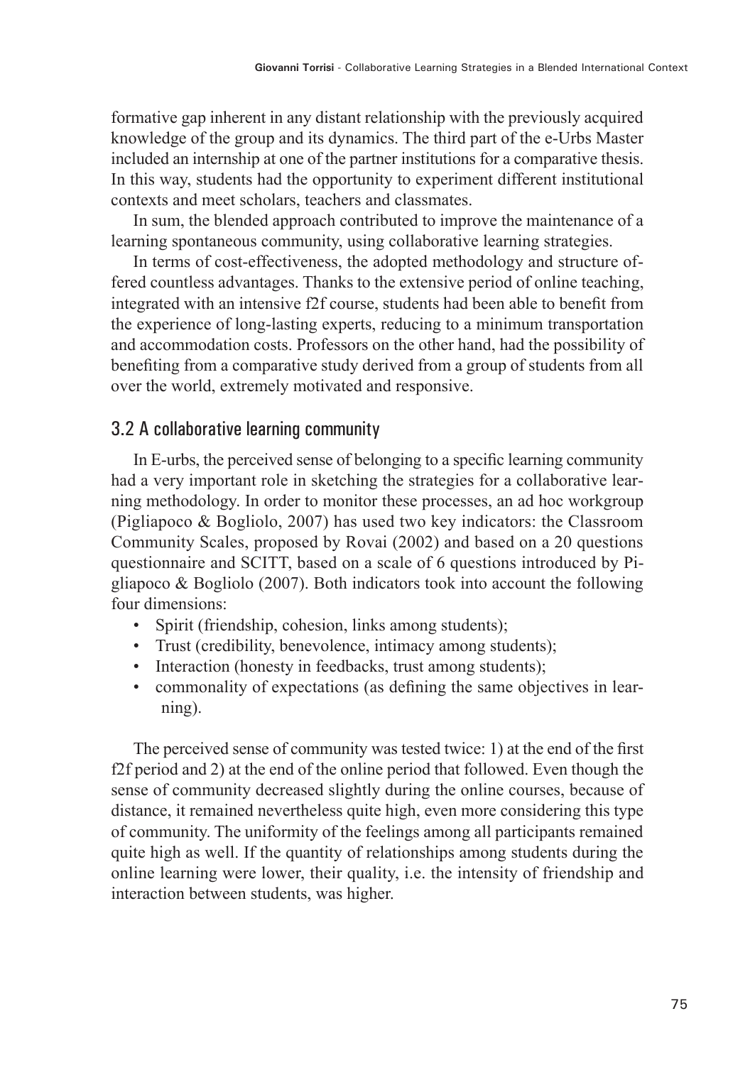formative gap inherent in any distant relationship with the previously acquired knowledge of the group and its dynamics. The third part of the e-Urbs Master included an internship at one of the partner institutions for a comparative thesis. In this way, students had the opportunity to experiment different institutional contexts and meet scholars, teachers and classmates.

In sum, the blended approach contributed to improve the maintenance of a learning spontaneous community, using collaborative learning strategies.

In terms of cost-effectiveness, the adopted methodology and structure offered countless advantages. Thanks to the extensive period of online teaching, integrated with an intensive f2f course, students had been able to benefit from the experience of long-lasting experts, reducing to a minimum transportation and accommodation costs. Professors on the other hand, had the possibility of benefiting from a comparative study derived from a group of students from all over the world, extremely motivated and responsive.

### 3.2 A collaborative learning community

In E-urbs, the perceived sense of belonging to a specific learning community had a very important role in sketching the strategies for a collaborative learning methodology. In order to monitor these processes, an ad hoc workgroup (Pigliapoco & Bogliolo, 2007) has used two key indicators: the Classroom Community Scales, proposed by Rovai (2002) and based on a 20 questions questionnaire and SCITT, based on a scale of 6 questions introduced by Pigliapoco & Bogliolo (2007). Both indicators took into account the following four dimensions:

- Spirit (friendship, cohesion, links among students);
- Trust (credibility, benevolence, intimacy among students);
- Interaction (honesty in feedbacks, trust among students);
- commonality of expectations (as defining the same objectives in learning).

The perceived sense of community was tested twice: 1) at the end of the first f2f period and 2) at the end of the online period that followed. Even though the sense of community decreased slightly during the online courses, because of distance, it remained nevertheless quite high, even more considering this type of community. The uniformity of the feelings among all participants remained quite high as well. If the quantity of relationships among students during the online learning were lower, their quality, i.e. the intensity of friendship and interaction between students, was higher.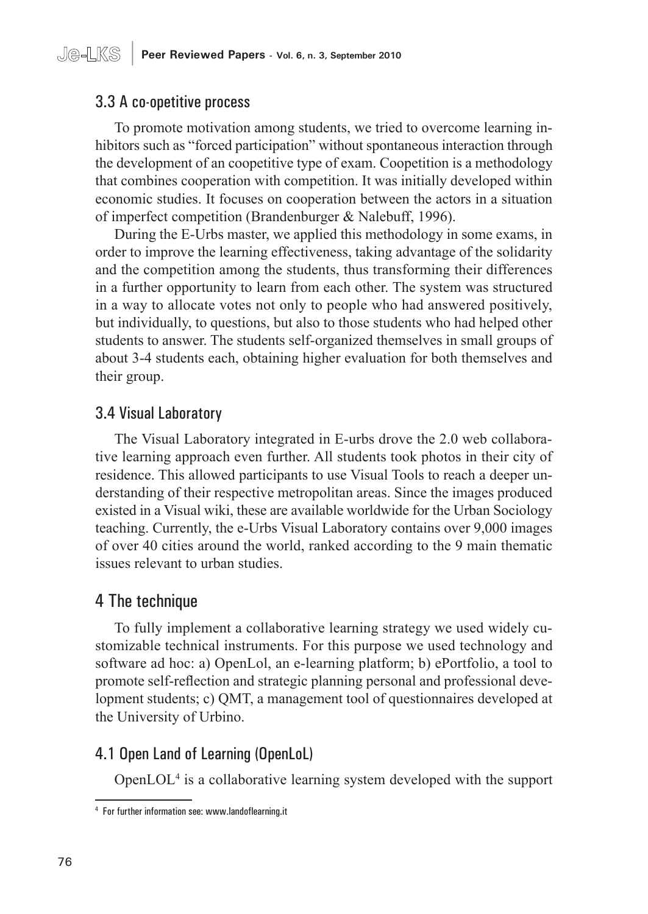## 3.3 A co-opetitive process

To promote motivation among students, we tried to overcome learning inhibitors such as "forced participation" without spontaneous interaction through the development of an coopetitive type of exam. Coopetition is a methodology that combines cooperation with competition. It was initially developed within economic studies. It focuses on cooperation between the actors in a situation of imperfect competition (Brandenburger & Nalebuff, 1996).

During the E-Urbs master, we applied this methodology in some exams, in order to improve the learning effectiveness, taking advantage of the solidarity and the competition among the students, thus transforming their differences in a further opportunity to learn from each other. The system was structured in a way to allocate votes not only to people who had answered positively, but individually, to questions, but also to those students who had helped other students to answer. The students self-organized themselves in small groups of about 3-4 students each, obtaining higher evaluation for both themselves and their group.

## 3.4 Visual Laboratory

The Visual Laboratory integrated in E-urbs drove the 2.0 web collaborative learning approach even further. All students took photos in their city of residence. This allowed participants to use Visual Tools to reach a deeper understanding of their respective metropolitan areas. Since the images produced existed in a Visual wiki, these are available worldwide for the Urban Sociology teaching. Currently, the e-Urbs Visual Laboratory contains over 9,000 images of over 40 cities around the world, ranked according to the 9 main thematic issues relevant to urban studies.

# 4 The technique

To fully implement a collaborative learning strategy we used widely customizable technical instruments. For this purpose we used technology and software ad hoc: a) OpenLol, an e-learning platform; b) ePortfolio, a tool to promote self-reflection and strategic planning personal and professional development students; c) QMT, a management tool of questionnaires developed at the University of Urbino.

## 4.1 Open Land of Learning (OpenLoL)

OpenLOL[4] is a collaborative learning system developed with the support

[4] For further information see: www.landoflearning.it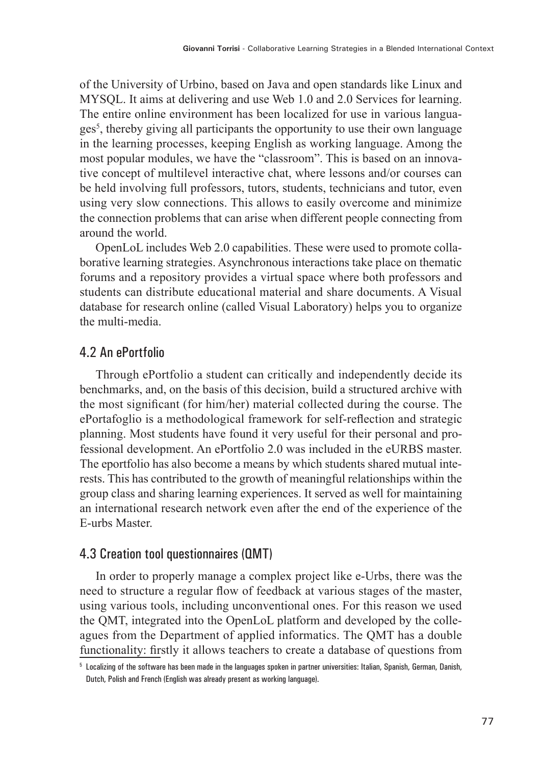of the University of Urbino, based on Java and open standards like Linux and MYSQL. It aims at delivering and use Web 1.0 and 2.0 Services for learning. The entire online environment has been localized for use in various languages[5], thereby giving all participants the opportunity to use their own language in the learning processes, keeping English as working language. Among the most popular modules, we have the "classroom". This is based on an innovative concept of multilevel interactive chat, where lessons and/or courses can be held involving full professors, tutors, students, technicians and tutor, even using very slow connections. This allows to easily overcome and minimize the connection problems that can arise when different people connecting from around the world.

OpenLoL includes Web 2.0 capabilities. These were used to promote collaborative learning strategies. Asynchronous interactions take place on thematic forums and a repository provides a virtual space where both professors and students can distribute educational material and share documents. A Visual database for research online (called Visual Laboratory) helps you to organize the multi-media.

## 4.2 An ePortfolio

Through ePortfolio a student can critically and independently decide its benchmarks, and, on the basis of this decision, build a structured archive with the most significant (for him/her) material collected during the course. The ePortafoglio is a methodological framework for self-reflection and strategic planning. Most students have found it very useful for their personal and professional development. An ePortfolio 2.0 was included in the eURBS master. The eportfolio has also become a means by which students shared mutual interests. This has contributed to the growth of meaningful relationships within the group class and sharing learning experiences. It served as well for maintaining an international research network even after the end of the experience of the E-urbs Master.

## 4.3 Creation tool questionnaires (QMT)

In order to properly manage a complex project like e-Urbs, there was the need to structure a regular flow of feedback at various stages of the master, using various tools, including unconventional ones. For this reason we used the QMT, integrated into the OpenLoL platform and developed by the colleagues from the Department of applied informatics. The QMT has a double functionality: firstly it allows teachers to create a database of questions from

[5] Localizing of the software has been made in the languages spoken in partner universities: Italian, Spanish, German, Danish, Dutch, Polish and French (English was already present as working language).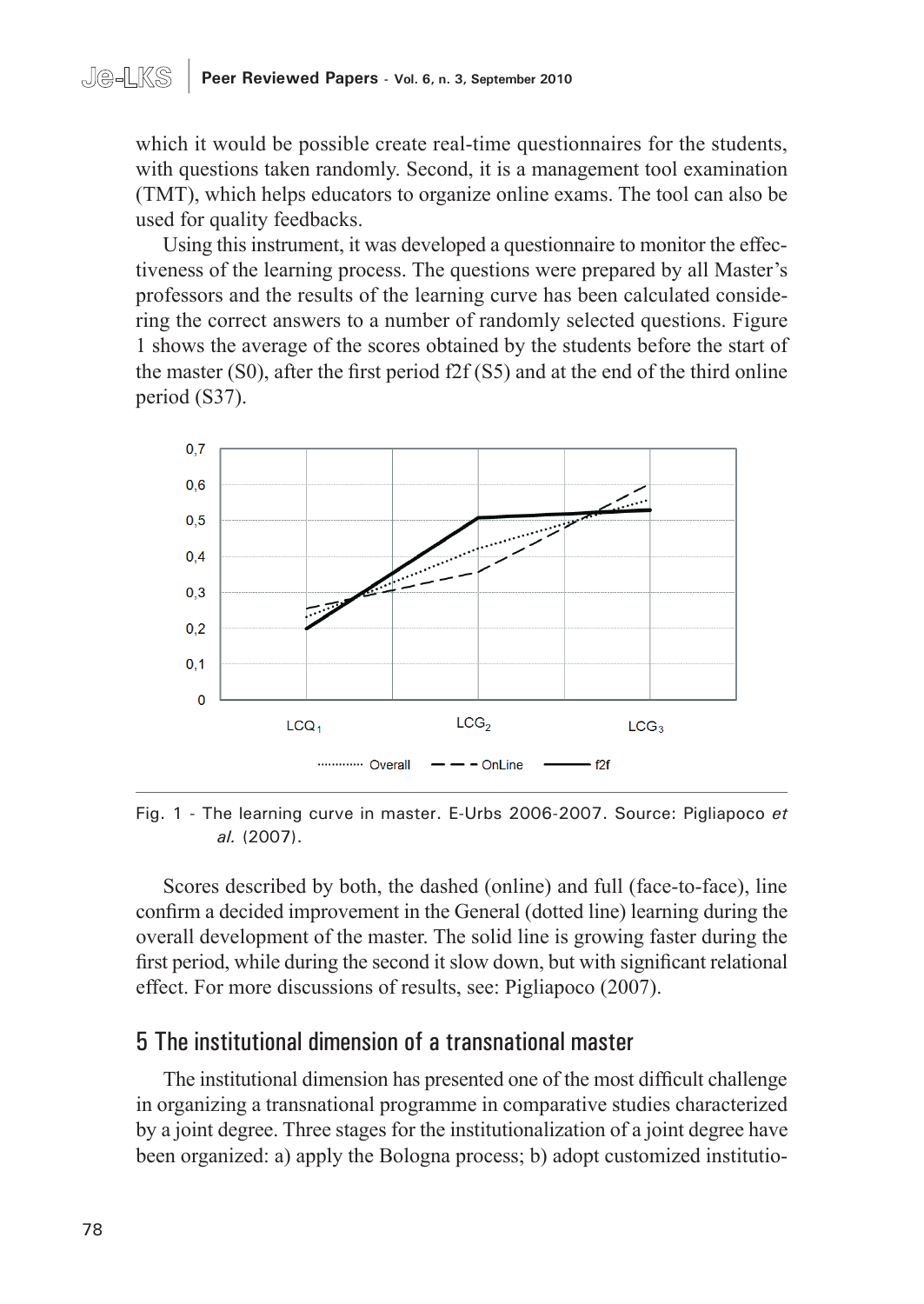which it would be possible create real-time questionnaires for the students, with questions taken randomly. Second, it is a management tool examination (TMT), which helps educators to organize online exams. The tool can also be used for quality feedbacks.

Using this instrument, it was developed a questionnaire to monitor the effectiveness of the learning process. The questions were prepared by all Master's professors and the results of the learning curve has been calculated considering the correct answers to a number of randomly selected questions. Figure 1 shows the average of the scores obtained by the students before the start of the master (S0), after the first period f2f (S5) and at the end of the third online period (S37).

Fig. 1 - The learning curve in master. E-Urbs 2006-2007. Source: Pigliapoco *et al.* (2007).

Scores described by both, the dashed (online) and full (face-to-face), line confirm a decided improvement in the General (dotted line) learning during the overall development of the master. The solid line is growing faster during the first period, while during the second it slow down, but with significant relational effect. For more discussions of results, see: Pigliapoco (2007).

## 5 The institutional dimension of a transnational master

The institutional dimension has presented one of the most difficult challenge in organizing a transnational programme in comparative studies characterized by a joint degree. Three stages for the institutionalization of a joint degree have been organized: a) apply the Bologna process; b) adopt customized institutio-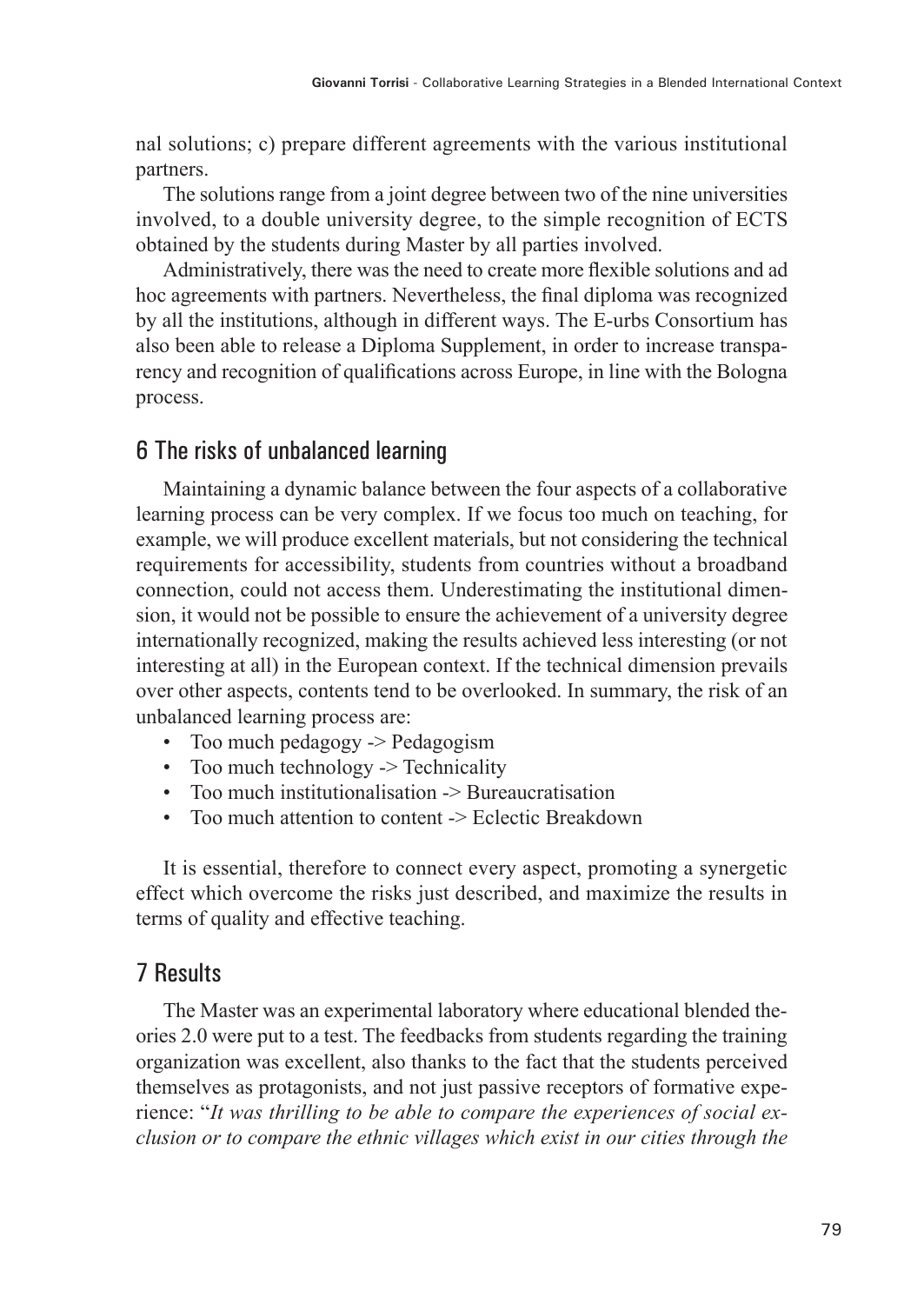nal solutions; c) prepare different agreements with the various institutional partners.

The solutions range from a joint degree between two of the nine universities involved, to a double university degree, to the simple recognition of ECTS obtained by the students during Master by all parties involved.

Administratively, there was the need to create more flexible solutions and ad hoc agreements with partners. Nevertheless, the final diploma was recognized by all the institutions, although in different ways. The E-urbs Consortium has also been able to release a Diploma Supplement, in order to increase transparency and recognition of qualifications across Europe, in line with the Bologna process.

## 6 The risks of unbalanced learning

Maintaining a dynamic balance between the four aspects of a collaborative learning process can be very complex. If we focus too much on teaching, for example, we will produce excellent materials, but not considering the technical requirements for accessibility, students from countries without a broadband connection, could not access them. Underestimating the institutional dimension, it would not be possible to ensure the achievement of a university degree internationally recognized, making the results achieved less interesting (or not interesting at all) in the European context. If the technical dimension prevails over other aspects, contents tend to be overlooked. In summary, the risk of an unbalanced learning process are:

- Too much pedagogy -> Pedagogism
- Too much technology -> Technicality
- Too much institutionalisation -> Bureaucratisation
- Too much attention to content -> Eclectic Breakdown

It is essential, therefore to connect every aspect, promoting a synergetic effect which overcome the risks just described, and maximize the results in terms of quality and effective teaching.

## 7 Results

The Master was an experimental laboratory where educational blended theories 2.0 were put to a test. The feedbacks from students regarding the training organization was excellent, also thanks to the fact that the students perceived themselves as protagonists, and not just passive receptors of formative experience: "*It was thrilling to be able to compare the experiences of social exclusion or to compare the ethnic villages which exist in our cities through the*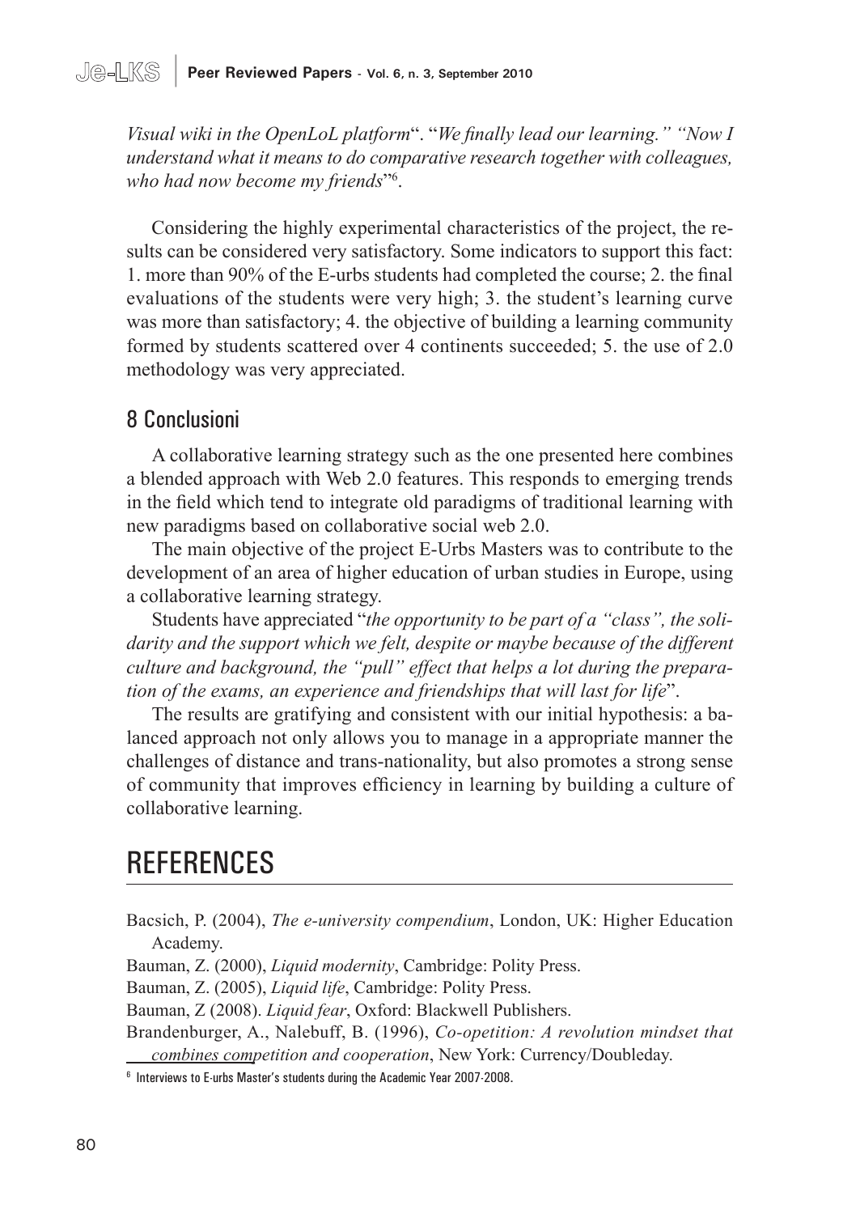*Visual wiki in the OpenLoL platform*". "*We finally lead our learning." "Now I understand what it means to do comparative research together with colleagues, who had now become my friends*"[6].

Considering the highly experimental characteristics of the project, the results can be considered very satisfactory. Some indicators to support this fact: 1. more than 90% of the E-urbs students had completed the course; 2. the final evaluations of the students were very high; 3. the student's learning curve was more than satisfactory; 4. the objective of building a learning community formed by students scattered over 4 continents succeeded; 5. the use of 2.0 methodology was very appreciated.

## 8 Conclusioni

A collaborative learning strategy such as the one presented here combines a blended approach with Web 2.0 features. This responds to emerging trends in the field which tend to integrate old paradigms of traditional learning with new paradigms based on collaborative social web 2.0.

The main objective of the project E-Urbs Masters was to contribute to the development of an area of higher education of urban studies in Europe, using a collaborative learning strategy.

Students have appreciated "*the opportunity to be part of a "class", the solidarity and the support which we felt, despite or maybe because of the different culture and background, the "pull" effect that helps a lot during the preparation of the exams, an experience and friendships that will last for life*".

The results are gratifying and consistent with our initial hypothesis: a balanced approach not only allows you to manage in a appropriate manner the challenges of distance and trans-nationality, but also promotes a strong sense of community that improves efficiency in learning by building a culture of collaborative learning.

# REFERENCES

Bacsich, P. (2004), *The e-university compendium*, London, UK: Higher Education Academy.

Bauman, Z. (2000), *Liquid modernity*, Cambridge: Polity Press.

Bauman, Z. (2005), *Liquid life*, Cambridge: Polity Press.

Bauman, Z (2008). *Liquid fear*, Oxford: Blackwell Publishers.

Brandenburger, A., Nalebuff, B. (1996), *Co-opetition: A revolution mindset that combines competition and cooperation*, New York: Currency/Doubleday.

[6] Interviews to E-urbs Master's students during the Academic Year 2007-2008.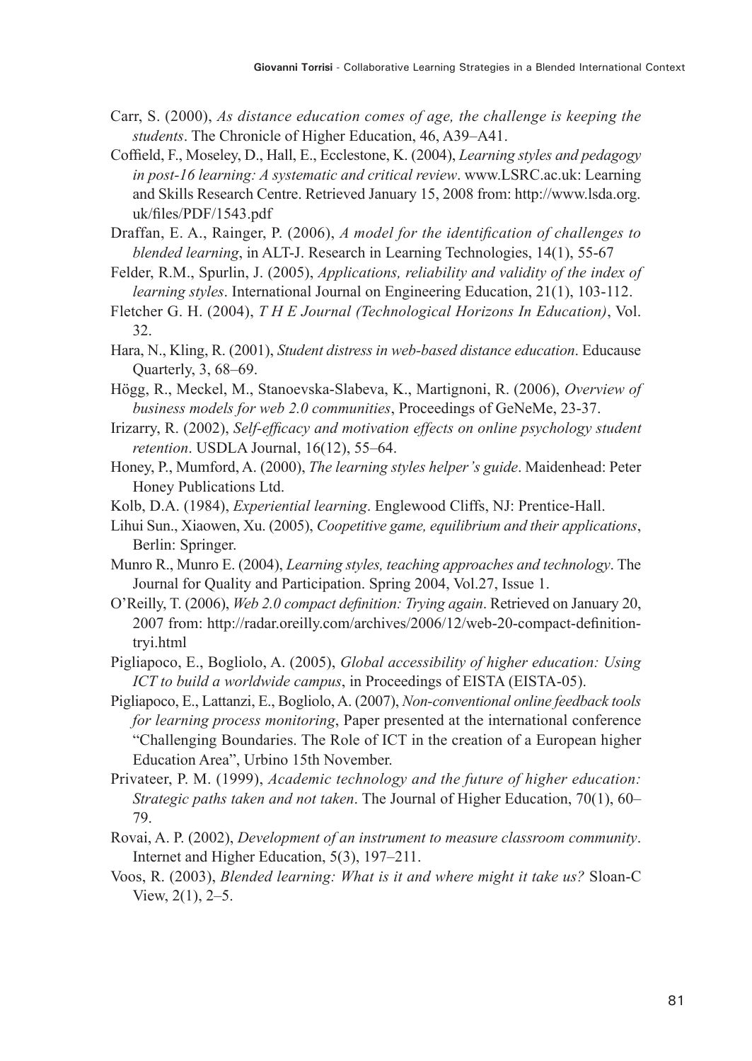Carr, S. (2000), *As distance education comes of age, the challenge is keeping the students*. The Chronicle of Higher Education, 46, A39–A41.

Coffield, F., Moseley, D., Hall, E., Ecclestone, K. (2004), *Learning styles and pedagogy in post-16 learning: A systematic and critical review*. www.LSRC.ac.uk: Learning and Skills Research Centre. Retrieved January 15, 2008 from: http://www.lsda.org.uk/files/PDF/1543.pdf

Draffan, E. A., Rainger, P. (2006), *A model for the identification of challenges to blended learning*, in ALT-J. Research in Learning Technologies, 14(1), 55-67

Felder, R.M., Spurlin, J. (2005), *Applications, reliability and validity of the index of learning styles*. International Journal on Engineering Education, 21(1), 103-112.

Fletcher G. H. (2004), *T H E Journal (Technological Horizons In Education)*, Vol. 32.

Hara, N., Kling, R. (2001), *Student distress in web-based distance education*. Educause Quarterly, 3, 68–69.

Högg, R., Meckel, M., Stanoevska-Slabeva, K., Martignoni, R. (2006), *Overview of business models for web 2.0 communities*, Proceedings of GeNeMe, 23-37.

Irizarry, R. (2002), *Self-efficacy and motivation effects on online psychology student retention*. USDLA Journal, 16(12), 55–64.

Honey, P., Mumford, A. (2000), *The learning styles helper's guide*. Maidenhead: Peter Honey Publications Ltd.

Kolb, D.A. (1984), *Experiential learning*. Englewood Cliffs, NJ: Prentice-Hall.

Lihui Sun., Xiaowen, Xu. (2005), *Coopetitive game, equilibrium and their applications*, Berlin: Springer.

Munro R., Munro E. (2004), *Learning styles, teaching approaches and technology*. The Journal for Quality and Participation. Spring 2004, Vol.27, Issue 1.

O'Reilly, T. (2006), *Web 2.0 compact definition: Trying again*. Retrieved on January 20, 2007 from: http://radar.oreilly.com/archives/2006/12/web-20-compact-definition-tryi.html

Pigliapoco, E., Bogliolo, A. (2005), *Global accessibility of higher education: Using ICT to build a worldwide campus*, in Proceedings of EISTA (EISTA-05).

Pigliapoco, E., Lattanzi, E., Bogliolo, A. (2007), *Non-conventional online feedback tools for learning process monitoring*, Paper presented at the international conference "Challenging Boundaries. The Role of ICT in the creation of a European higher Education Area", Urbino 15th November.

Privateer, P. M. (1999), *Academic technology and the future of higher education: Strategic paths taken and not taken*. The Journal of Higher Education, 70(1), 60–79.

Rovai, A. P. (2002), *Development of an instrument to measure classroom community*. Internet and Higher Education, 5(3), 197–211.

Voos, R. (2003), *Blended learning: What is it and where might it take us?* Sloan-C View, 2(1), 2–5.